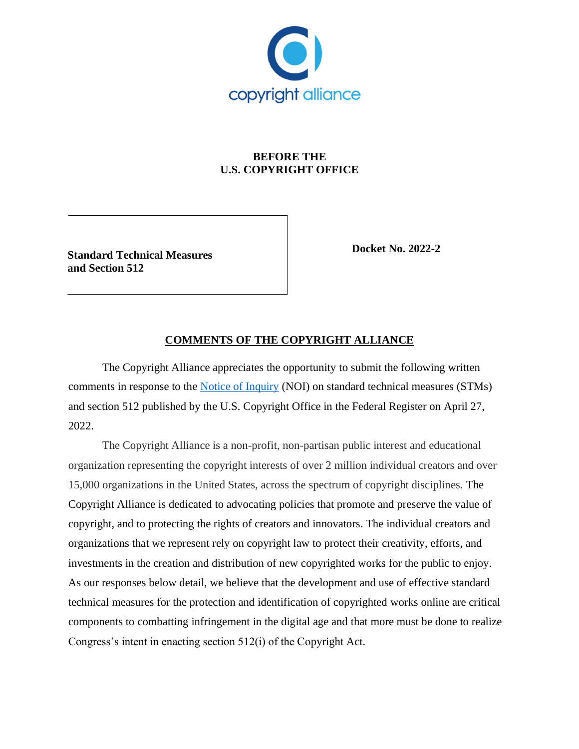copyright alliance

**BEFORE THE**
**U.S. COPYRIGHT OFFICE**

| **Standard Technical Measures and Section 512** | **Docket No. 2022-2** |
| --- | --- |

## COMMENTS OF THE COPYRIGHT ALLIANCE

The Copyright Alliance appreciates the opportunity to submit the following written comments in response to the [Notice of Inquiry](#) (NOI) on standard technical measures (STMs) and section 512 published by the U.S. Copyright Office in the Federal Register on April 27, 2022.

The Copyright Alliance is a non-profit, non-partisan public interest and educational organization representing the copyright interests of over 2 million individual creators and over 15,000 organizations in the United States, across the spectrum of copyright disciplines. The Copyright Alliance is dedicated to advocating policies that promote and preserve the value of copyright, and to protecting the rights of creators and innovators. The individual creators and organizations that we represent rely on copyright law to protect their creativity, efforts, and investments in the creation and distribution of new copyrighted works for the public to enjoy. As our responses below detail, we believe that the development and use of effective standard technical measures for the protection and identification of copyrighted works online are critical components to combatting infringement in the digital age and that more must be done to realize Congress's intent in enacting section 512(i) of the Copyright Act.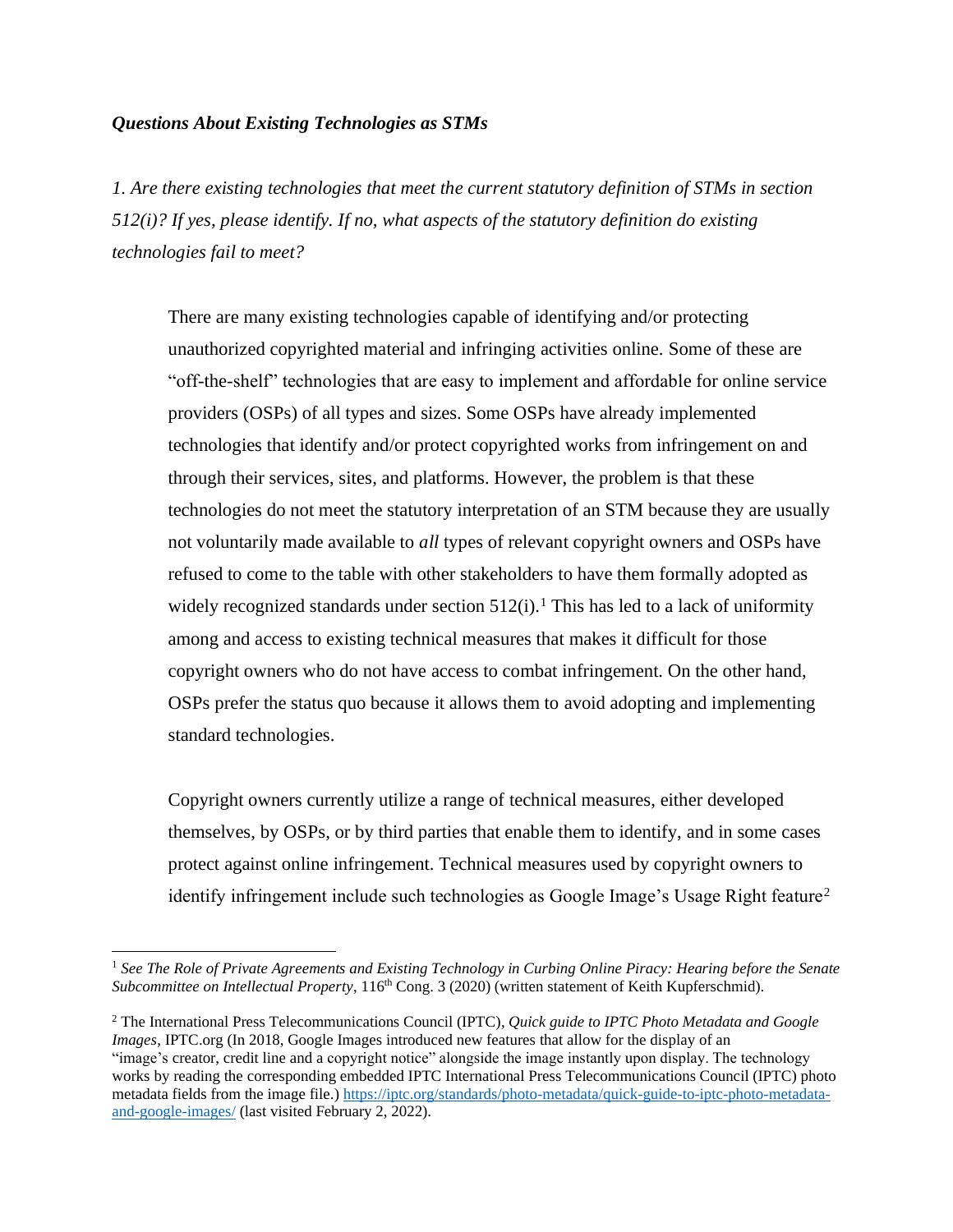***Questions About Existing Technologies as STMs***

*1. Are there existing technologies that meet the current statutory definition of STMs in section 512(i)? If yes, please identify. If no, what aspects of the statutory definition do existing technologies fail to meet?*

There are many existing technologies capable of identifying and/or protecting unauthorized copyrighted material and infringing activities online. Some of these are "off-the-shelf" technologies that are easy to implement and affordable for online service providers (OSPs) of all types and sizes. Some OSPs have already implemented technologies that identify and/or protect copyrighted works from infringement on and through their services, sites, and platforms. However, the problem is that these technologies do not meet the statutory interpretation of an STM because they are usually not voluntarily made available to *all* types of relevant copyright owners and OSPs have refused to come to the table with other stakeholders to have them formally adopted as widely recognized standards under section 512(i).[1] This has led to a lack of uniformity among and access to existing technical measures that makes it difficult for those copyright owners who do not have access to combat infringement. On the other hand, OSPs prefer the status quo because it allows them to avoid adopting and implementing standard technologies.

Copyright owners currently utilize a range of technical measures, either developed themselves, by OSPs, or by third parties that enable them to identify, and in some cases protect against online infringement. Technical measures used by copyright owners to identify infringement include such technologies as Google Image's Usage Right feature[2]

---

[1] *See The Role of Private Agreements and Existing Technology in Curbing Online Piracy: Hearing before the Senate Subcommittee on Intellectual Property*, 116th Cong. 3 (2020) (written statement of Keith Kupferschmid).

[2] The International Press Telecommunications Council (IPTC), *Quick guide to IPTC Photo Metadata and Google Images*, IPTC.org (In 2018, Google Images introduced new features that allow for the display of an "image's creator, credit line and a copyright notice" alongside the image instantly upon display. The technology works by reading the corresponding embedded IPTC International Press Telecommunications Council (IPTC) photo metadata fields from the image file.) https://iptc.org/standards/photo-metadata/quick-guide-to-iptc-photo-metadata-and-google-images/ (last visited February 2, 2022).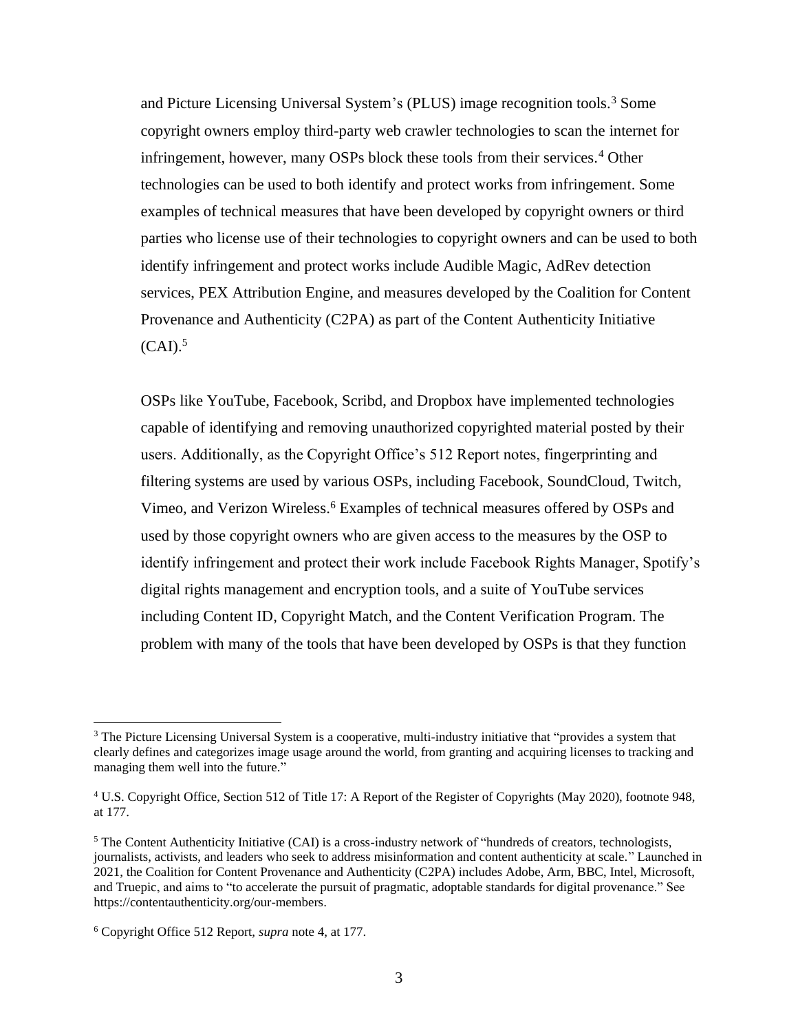and Picture Licensing Universal System's (PLUS) image recognition tools.[3] Some copyright owners employ third-party web crawler technologies to scan the internet for infringement, however, many OSPs block these tools from their services.[4] Other technologies can be used to both identify and protect works from infringement. Some examples of technical measures that have been developed by copyright owners or third parties who license use of their technologies to copyright owners and can be used to both identify infringement and protect works include Audible Magic, AdRev detection services, PEX Attribution Engine, and measures developed by the Coalition for Content Provenance and Authenticity (C2PA) as part of the Content Authenticity Initiative (CAI).[5]

OSPs like YouTube, Facebook, Scribd, and Dropbox have implemented technologies capable of identifying and removing unauthorized copyrighted material posted by their users. Additionally, as the Copyright Office's 512 Report notes, fingerprinting and filtering systems are used by various OSPs, including Facebook, SoundCloud, Twitch, Vimeo, and Verizon Wireless.[6] Examples of technical measures offered by OSPs and used by those copyright owners who are given access to the measures by the OSP to identify infringement and protect their work include Facebook Rights Manager, Spotify's digital rights management and encryption tools, and a suite of YouTube services including Content ID, Copyright Match, and the Content Verification Program. The problem with many of the tools that have been developed by OSPs is that they function

[3] The Picture Licensing Universal System is a cooperative, multi-industry initiative that "provides a system that clearly defines and categorizes image usage around the world, from granting and acquiring licenses to tracking and managing them well into the future."

[4] U.S. Copyright Office, Section 512 of Title 17: A Report of the Register of Copyrights (May 2020), footnote 948, at 177.

[5] The Content Authenticity Initiative (CAI) is a cross-industry network of "hundreds of creators, technologists, journalists, activists, and leaders who seek to address misinformation and content authenticity at scale." Launched in 2021, the Coalition for Content Provenance and Authenticity (C2PA) includes Adobe, Arm, BBC, Intel, Microsoft, and Truepic, and aims to "to accelerate the pursuit of pragmatic, adoptable standards for digital provenance." See https://contentauthenticity.org/our-members.

[6] Copyright Office 512 Report, *supra* note 4, at 177.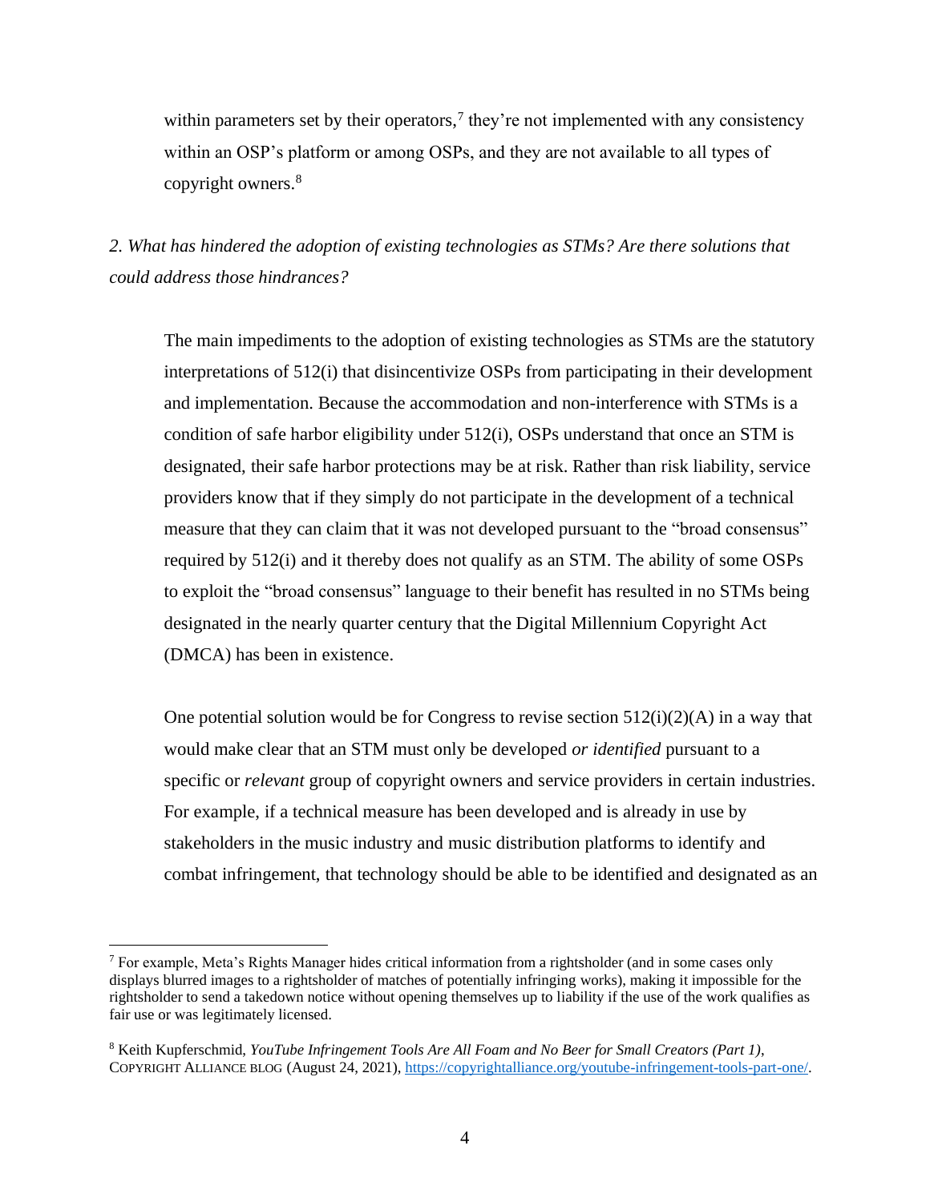within parameters set by their operators,[7] they're not implemented with any consistency within an OSP's platform or among OSPs, and they are not available to all types of copyright owners.[8]

*2. What has hindered the adoption of existing technologies as STMs? Are there solutions that could address those hindrances?*

The main impediments to the adoption of existing technologies as STMs are the statutory interpretations of 512(i) that disincentivize OSPs from participating in their development and implementation. Because the accommodation and non-interference with STMs is a condition of safe harbor eligibility under 512(i), OSPs understand that once an STM is designated, their safe harbor protections may be at risk. Rather than risk liability, service providers know that if they simply do not participate in the development of a technical measure that they can claim that it was not developed pursuant to the "broad consensus" required by 512(i) and it thereby does not qualify as an STM. The ability of some OSPs to exploit the "broad consensus" language to their benefit has resulted in no STMs being designated in the nearly quarter century that the Digital Millennium Copyright Act (DMCA) has been in existence.

One potential solution would be for Congress to revise section 512(i)(2)(A) in a way that would make clear that an STM must only be developed *or identified* pursuant to a specific or *relevant* group of copyright owners and service providers in certain industries. For example, if a technical measure has been developed and is already in use by stakeholders in the music industry and music distribution platforms to identify and combat infringement, that technology should be able to be identified and designated as an

---

[7] For example, Meta's Rights Manager hides critical information from a rightsholder (and in some cases only displays blurred images to a rightsholder of matches of potentially infringing works), making it impossible for the rightsholder to send a takedown notice without opening themselves up to liability if the use of the work qualifies as fair use or was legitimately licensed.

[8] Keith Kupferschmid, *YouTube Infringement Tools Are All Foam and No Beer for Small Creators (Part 1)*, COPYRIGHT ALLIANCE BLOG (August 24, 2021), https://copyrightalliance.org/youtube-infringement-tools-part-one/.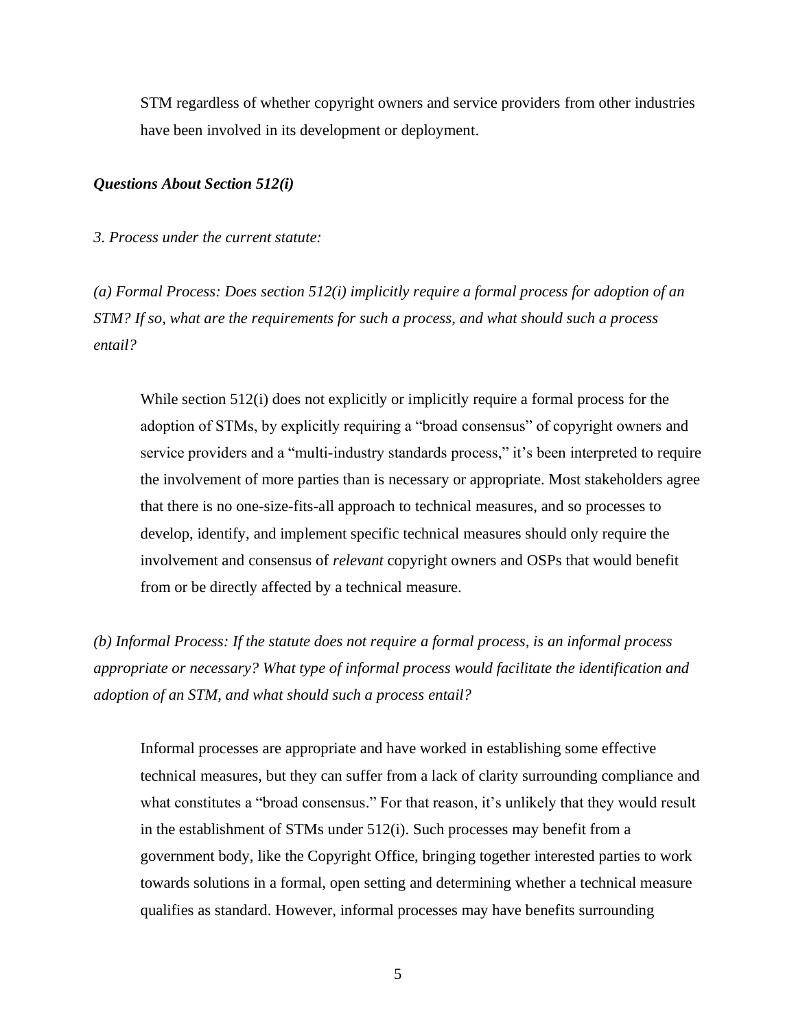STM regardless of whether copyright owners and service providers from other industries have been involved in its development or deployment.

***Questions About Section 512(i)***

*3. Process under the current statute:*

*(a) Formal Process: Does section 512(i) implicitly require a formal process for adoption of an STM? If so, what are the requirements for such a process, and what should such a process entail?*

While section 512(i) does not explicitly or implicitly require a formal process for the adoption of STMs, by explicitly requiring a "broad consensus" of copyright owners and service providers and a "multi-industry standards process," it's been interpreted to require the involvement of more parties than is necessary or appropriate. Most stakeholders agree that there is no one-size-fits-all approach to technical measures, and so processes to develop, identify, and implement specific technical measures should only require the involvement and consensus of *relevant* copyright owners and OSPs that would benefit from or be directly affected by a technical measure.

*(b) Informal Process: If the statute does not require a formal process, is an informal process appropriate or necessary? What type of informal process would facilitate the identification and adoption of an STM, and what should such a process entail?*

Informal processes are appropriate and have worked in establishing some effective technical measures, but they can suffer from a lack of clarity surrounding compliance and what constitutes a "broad consensus." For that reason, it's unlikely that they would result in the establishment of STMs under 512(i). Such processes may benefit from a government body, like the Copyright Office, bringing together interested parties to work towards solutions in a formal, open setting and determining whether a technical measure qualifies as standard. However, informal processes may have benefits surrounding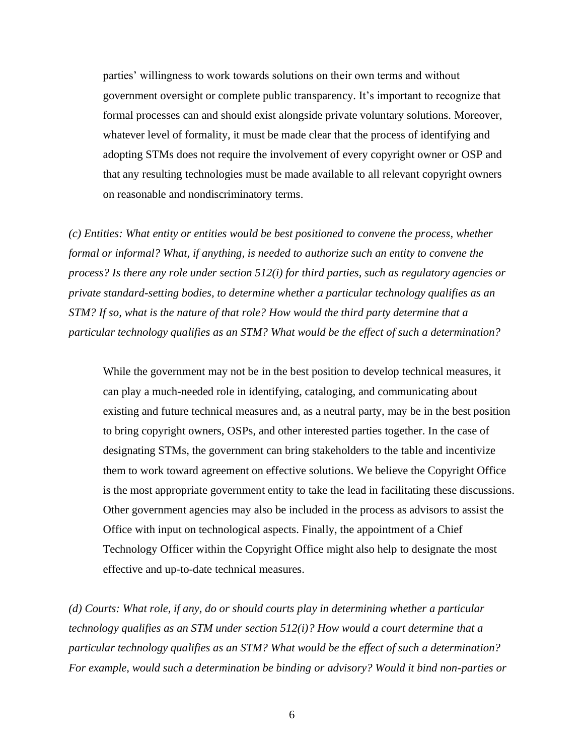parties' willingness to work towards solutions on their own terms and without government oversight or complete public transparency. It's important to recognize that formal processes can and should exist alongside private voluntary solutions. Moreover, whatever level of formality, it must be made clear that the process of identifying and adopting STMs does not require the involvement of every copyright owner or OSP and that any resulting technologies must be made available to all relevant copyright owners on reasonable and nondiscriminatory terms.

*(c) Entities: What entity or entities would be best positioned to convene the process, whether formal or informal? What, if anything, is needed to authorize such an entity to convene the process? Is there any role under section 512(i) for third parties, such as regulatory agencies or private standard-setting bodies, to determine whether a particular technology qualifies as an STM? If so, what is the nature of that role? How would the third party determine that a particular technology qualifies as an STM? What would be the effect of such a determination?*

While the government may not be in the best position to develop technical measures, it can play a much-needed role in identifying, cataloging, and communicating about existing and future technical measures and, as a neutral party, may be in the best position to bring copyright owners, OSPs, and other interested parties together. In the case of designating STMs, the government can bring stakeholders to the table and incentivize them to work toward agreement on effective solutions. We believe the Copyright Office is the most appropriate government entity to take the lead in facilitating these discussions. Other government agencies may also be included in the process as advisors to assist the Office with input on technological aspects. Finally, the appointment of a Chief Technology Officer within the Copyright Office might also help to designate the most effective and up-to-date technical measures.

*(d) Courts: What role, if any, do or should courts play in determining whether a particular technology qualifies as an STM under section 512(i)? How would a court determine that a particular technology qualifies as an STM? What would be the effect of such a determination? For example, would such a determination be binding or advisory? Would it bind non-parties or*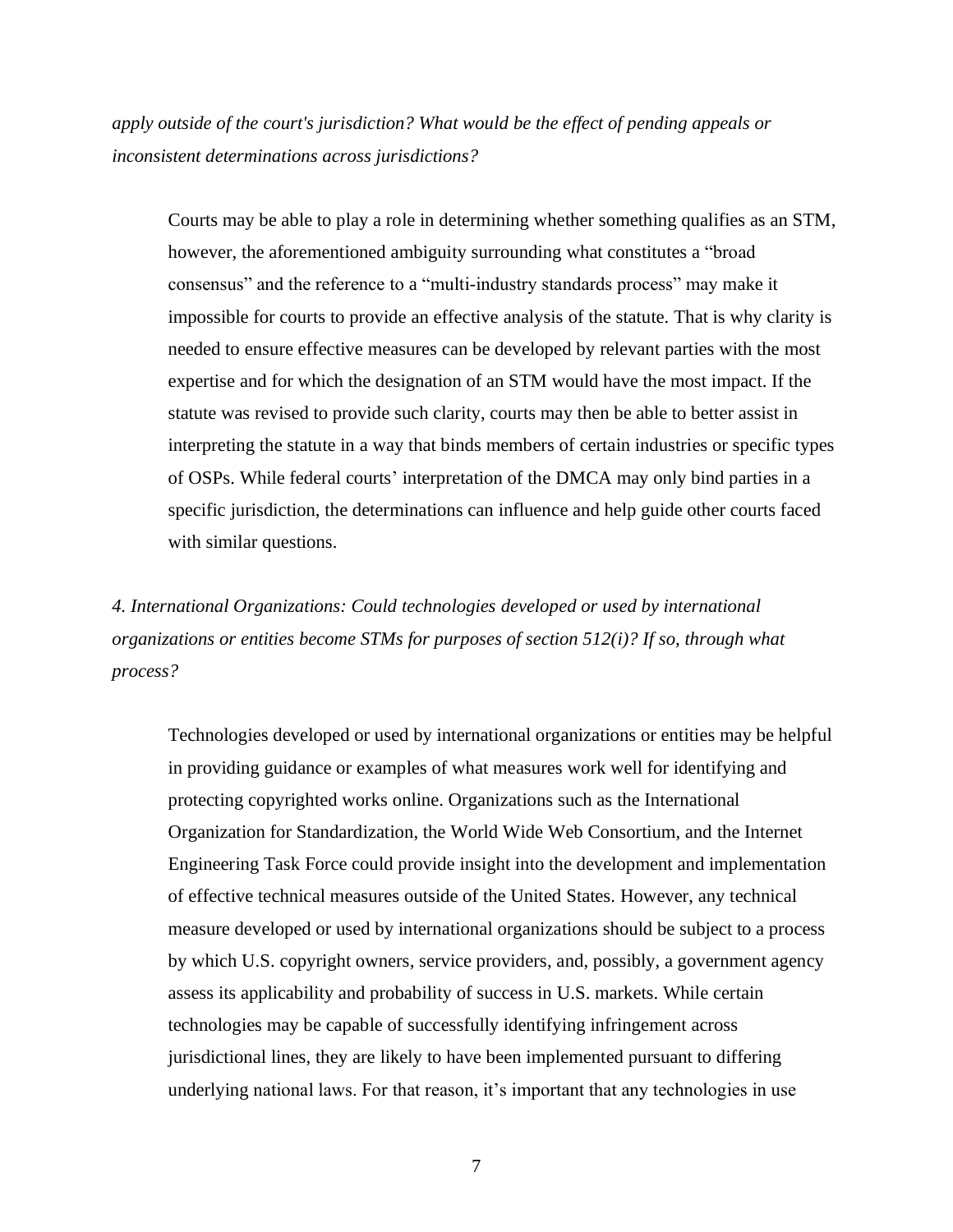*apply outside of the court's jurisdiction? What would be the effect of pending appeals or inconsistent determinations across jurisdictions?*

Courts may be able to play a role in determining whether something qualifies as an STM, however, the aforementioned ambiguity surrounding what constitutes a "broad consensus" and the reference to a "multi-industry standards process" may make it impossible for courts to provide an effective analysis of the statute. That is why clarity is needed to ensure effective measures can be developed by relevant parties with the most expertise and for which the designation of an STM would have the most impact. If the statute was revised to provide such clarity, courts may then be able to better assist in interpreting the statute in a way that binds members of certain industries or specific types of OSPs. While federal courts' interpretation of the DMCA may only bind parties in a specific jurisdiction, the determinations can influence and help guide other courts faced with similar questions.

*4. International Organizations: Could technologies developed or used by international organizations or entities become STMs for purposes of section 512(i)? If so, through what process?*

Technologies developed or used by international organizations or entities may be helpful in providing guidance or examples of what measures work well for identifying and protecting copyrighted works online. Organizations such as the International Organization for Standardization, the World Wide Web Consortium, and the Internet Engineering Task Force could provide insight into the development and implementation of effective technical measures outside of the United States. However, any technical measure developed or used by international organizations should be subject to a process by which U.S. copyright owners, service providers, and, possibly, a government agency assess its applicability and probability of success in U.S. markets. While certain technologies may be capable of successfully identifying infringement across jurisdictional lines, they are likely to have been implemented pursuant to differing underlying national laws. For that reason, it's important that any technologies in use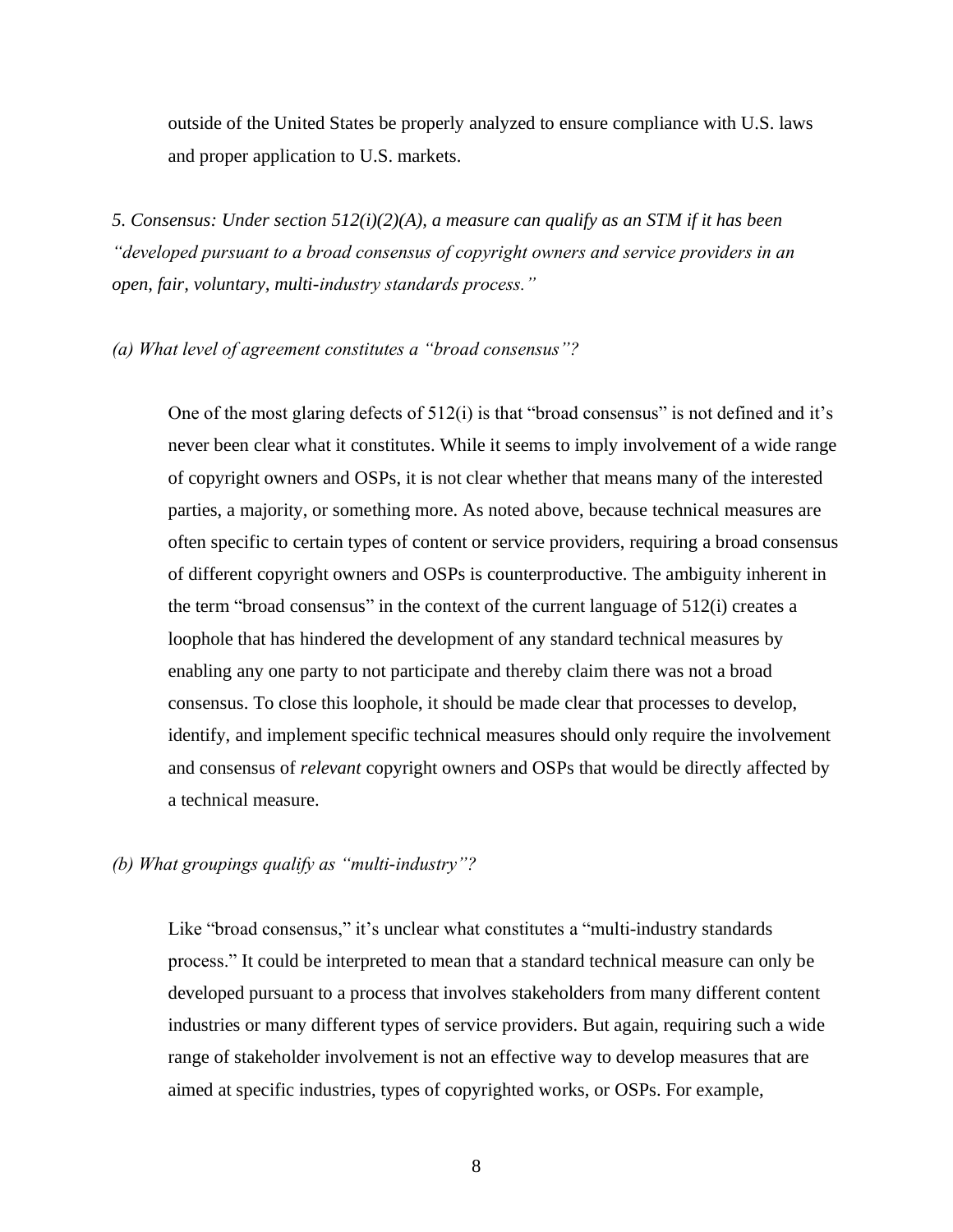outside of the United States be properly analyzed to ensure compliance with U.S. laws and proper application to U.S. markets.

*5. Consensus: Under section 512(i)(2)(A), a measure can qualify as an STM if it has been "developed pursuant to a broad consensus of copyright owners and service providers in an open, fair, voluntary, multi-industry standards process."*

*(a) What level of agreement constitutes a "broad consensus"?*

One of the most glaring defects of 512(i) is that "broad consensus" is not defined and it's never been clear what it constitutes. While it seems to imply involvement of a wide range of copyright owners and OSPs, it is not clear whether that means many of the interested parties, a majority, or something more. As noted above, because technical measures are often specific to certain types of content or service providers, requiring a broad consensus of different copyright owners and OSPs is counterproductive. The ambiguity inherent in the term "broad consensus" in the context of the current language of 512(i) creates a loophole that has hindered the development of any standard technical measures by enabling any one party to not participate and thereby claim there was not a broad consensus. To close this loophole, it should be made clear that processes to develop, identify, and implement specific technical measures should only require the involvement and consensus of *relevant* copyright owners and OSPs that would be directly affected by a technical measure.

*(b) What groupings qualify as "multi-industry"?*

Like "broad consensus," it's unclear what constitutes a "multi-industry standards process." It could be interpreted to mean that a standard technical measure can only be developed pursuant to a process that involves stakeholders from many different content industries or many different types of service providers. But again, requiring such a wide range of stakeholder involvement is not an effective way to develop measures that are aimed at specific industries, types of copyrighted works, or OSPs. For example,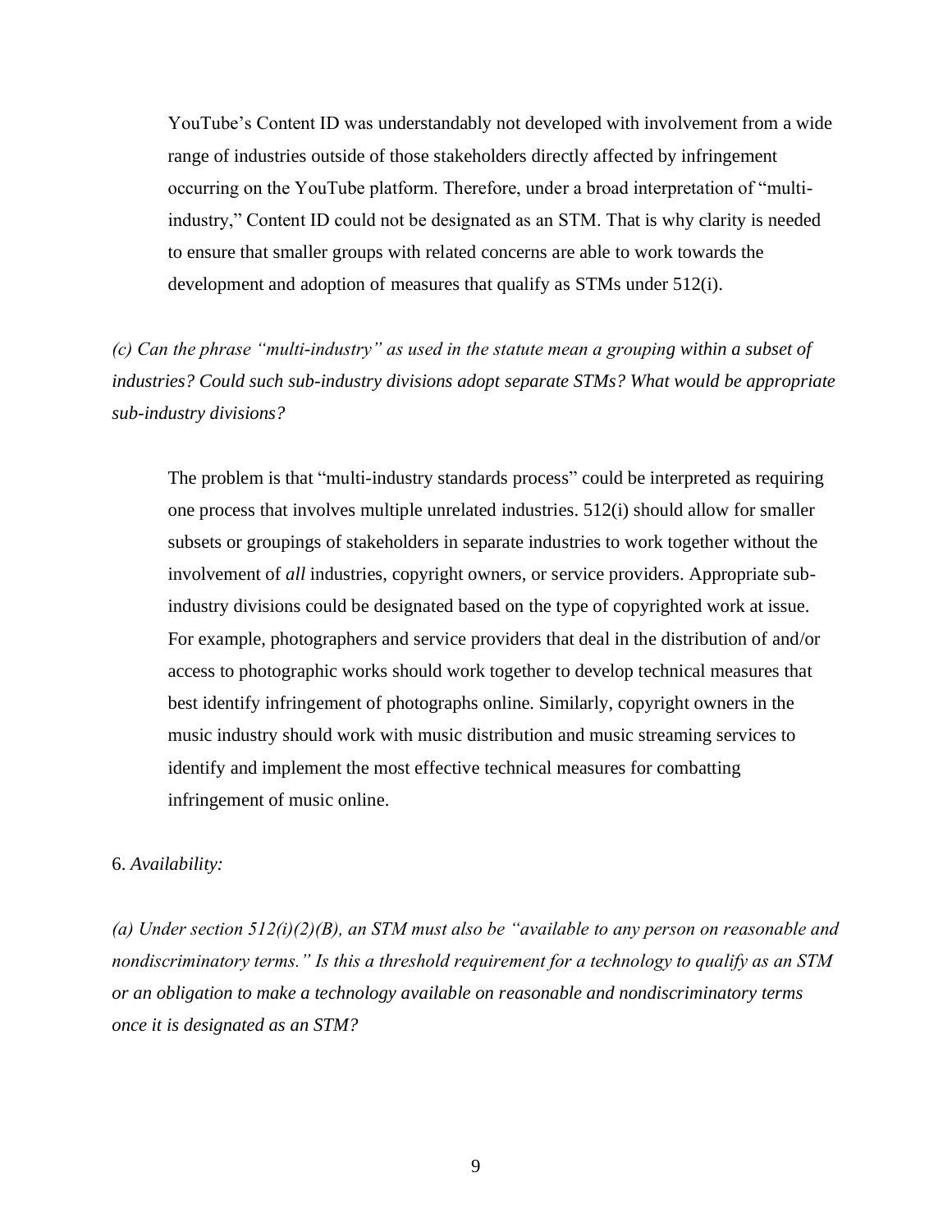YouTube's Content ID was understandably not developed with involvement from a wide range of industries outside of those stakeholders directly affected by infringement occurring on the YouTube platform. Therefore, under a broad interpretation of "multi-industry," Content ID could not be designated as an STM. That is why clarity is needed to ensure that smaller groups with related concerns are able to work towards the development and adoption of measures that qualify as STMs under 512(i).

*(c) Can the phrase "multi-industry" as used in the statute mean a grouping within a subset of industries? Could such sub-industry divisions adopt separate STMs? What would be appropriate sub-industry divisions?*

The problem is that "multi-industry standards process" could be interpreted as requiring one process that involves multiple unrelated industries. 512(i) should allow for smaller subsets or groupings of stakeholders in separate industries to work together without the involvement of *all* industries, copyright owners, or service providers. Appropriate sub-industry divisions could be designated based on the type of copyrighted work at issue. For example, photographers and service providers that deal in the distribution of and/or access to photographic works should work together to develop technical measures that best identify infringement of photographs online. Similarly, copyright owners in the music industry should work with music distribution and music streaming services to identify and implement the most effective technical measures for combatting infringement of music online.

6. *Availability:*

*(a) Under section 512(i)(2)(B), an STM must also be "available to any person on reasonable and nondiscriminatory terms." Is this a threshold requirement for a technology to qualify as an STM or an obligation to make a technology available on reasonable and nondiscriminatory terms once it is designated as an STM?*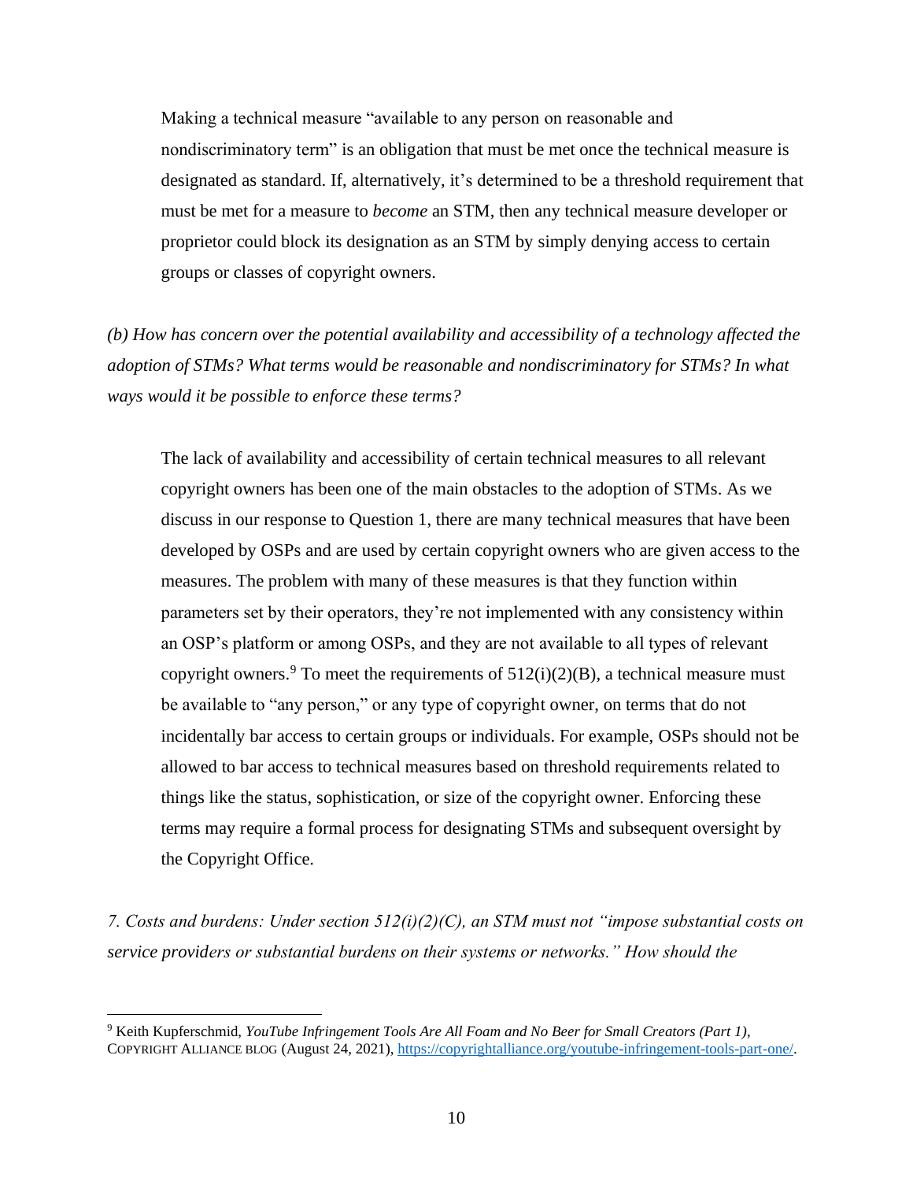Making a technical measure "available to any person on reasonable and nondiscriminatory term" is an obligation that must be met once the technical measure is designated as standard. If, alternatively, it's determined to be a threshold requirement that must be met for a measure to *become* an STM, then any technical measure developer or proprietor could block its designation as an STM by simply denying access to certain groups or classes of copyright owners.

*(b) How has concern over the potential availability and accessibility of a technology affected the adoption of STMs? What terms would be reasonable and nondiscriminatory for STMs? In what ways would it be possible to enforce these terms?*

The lack of availability and accessibility of certain technical measures to all relevant copyright owners has been one of the main obstacles to the adoption of STMs. As we discuss in our response to Question 1, there are many technical measures that have been developed by OSPs and are used by certain copyright owners who are given access to the measures. The problem with many of these measures is that they function within parameters set by their operators, they're not implemented with any consistency within an OSP's platform or among OSPs, and they are not available to all types of relevant copyright owners.[9] To meet the requirements of 512(i)(2)(B), a technical measure must be available to "any person," or any type of copyright owner, on terms that do not incidentally bar access to certain groups or individuals. For example, OSPs should not be allowed to bar access to technical measures based on threshold requirements related to things like the status, sophistication, or size of the copyright owner. Enforcing these terms may require a formal process for designating STMs and subsequent oversight by the Copyright Office.

*7. Costs and burdens: Under section 512(i)(2)(C), an STM must not "impose substantial costs on service providers or substantial burdens on their systems or networks." How should the*

---

[9] Keith Kupferschmid, *YouTube Infringement Tools Are All Foam and No Beer for Small Creators (Part 1)*, COPYRIGHT ALLIANCE BLOG (August 24, 2021), https://copyrightalliance.org/youtube-infringement-tools-part-one/.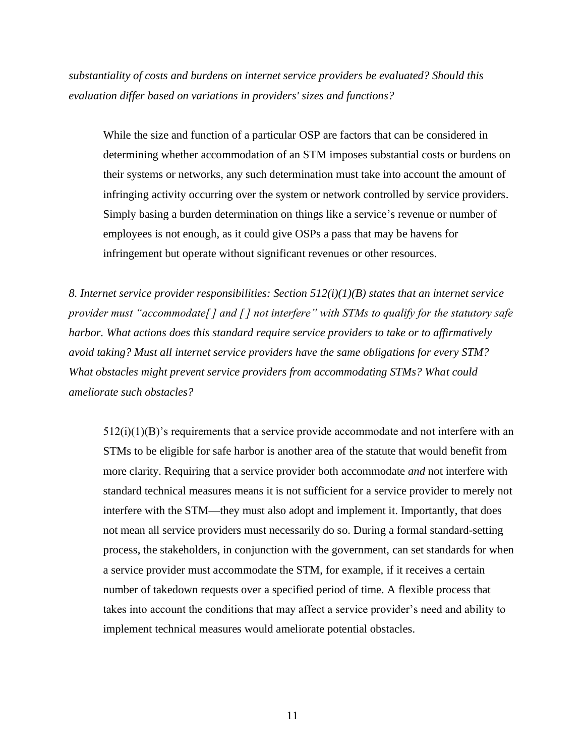*substantiality of costs and burdens on internet service providers be evaluated? Should this evaluation differ based on variations in providers' sizes and functions?*

> While the size and function of a particular OSP are factors that can be considered in determining whether accommodation of an STM imposes substantial costs or burdens on their systems or networks, any such determination must take into account the amount of infringing activity occurring over the system or network controlled by service providers. Simply basing a burden determination on things like a service's revenue or number of employees is not enough, as it could give OSPs a pass that may be havens for infringement but operate without significant revenues or other resources.

*8. Internet service provider responsibilities: Section 512(i)(1)(B) states that an internet service provider must "accommodate[ ] and [ ] not interfere" with STMs to qualify for the statutory safe harbor. What actions does this standard require service providers to take or to affirmatively avoid taking? Must all internet service providers have the same obligations for every STM? What obstacles might prevent service providers from accommodating STMs? What could ameliorate such obstacles?*

> 512(i)(1)(B)'s requirements that a service provide accommodate and not interfere with an STMs to be eligible for safe harbor is another area of the statute that would benefit from more clarity. Requiring that a service provider both accommodate *and* not interfere with standard technical measures means it is not sufficient for a service provider to merely not interfere with the STM—they must also adopt and implement it. Importantly, that does not mean all service providers must necessarily do so. During a formal standard-setting process, the stakeholders, in conjunction with the government, can set standards for when a service provider must accommodate the STM, for example, if it receives a certain number of takedown requests over a specified period of time. A flexible process that takes into account the conditions that may affect a service provider's need and ability to implement technical measures would ameliorate potential obstacles.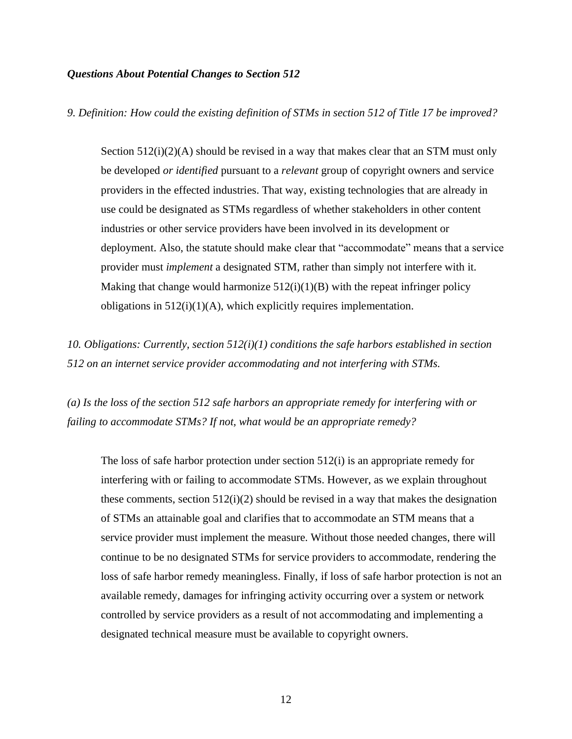***Questions About Potential Changes to Section 512***

*9. Definition: How could the existing definition of STMs in section 512 of Title 17 be improved?*

Section 512(i)(2)(A) should be revised in a way that makes clear that an STM must only be developed *or identified* pursuant to a *relevant* group of copyright owners and service providers in the effected industries. That way, existing technologies that are already in use could be designated as STMs regardless of whether stakeholders in other content industries or other service providers have been involved in its development or deployment. Also, the statute should make clear that "accommodate" means that a service provider must *implement* a designated STM, rather than simply not interfere with it. Making that change would harmonize 512(i)(1)(B) with the repeat infringer policy obligations in 512(i)(1)(A), which explicitly requires implementation.

*10. Obligations: Currently, section 512(i)(1) conditions the safe harbors established in section 512 on an internet service provider accommodating and not interfering with STMs.*

*(a) Is the loss of the section 512 safe harbors an appropriate remedy for interfering with or failing to accommodate STMs? If not, what would be an appropriate remedy?*

The loss of safe harbor protection under section 512(i) is an appropriate remedy for interfering with or failing to accommodate STMs. However, as we explain throughout these comments, section 512(i)(2) should be revised in a way that makes the designation of STMs an attainable goal and clarifies that to accommodate an STM means that a service provider must implement the measure. Without those needed changes, there will continue to be no designated STMs for service providers to accommodate, rendering the loss of safe harbor remedy meaningless. Finally, if loss of safe harbor protection is not an available remedy, damages for infringing activity occurring over a system or network controlled by service providers as a result of not accommodating and implementing a designated technical measure must be available to copyright owners.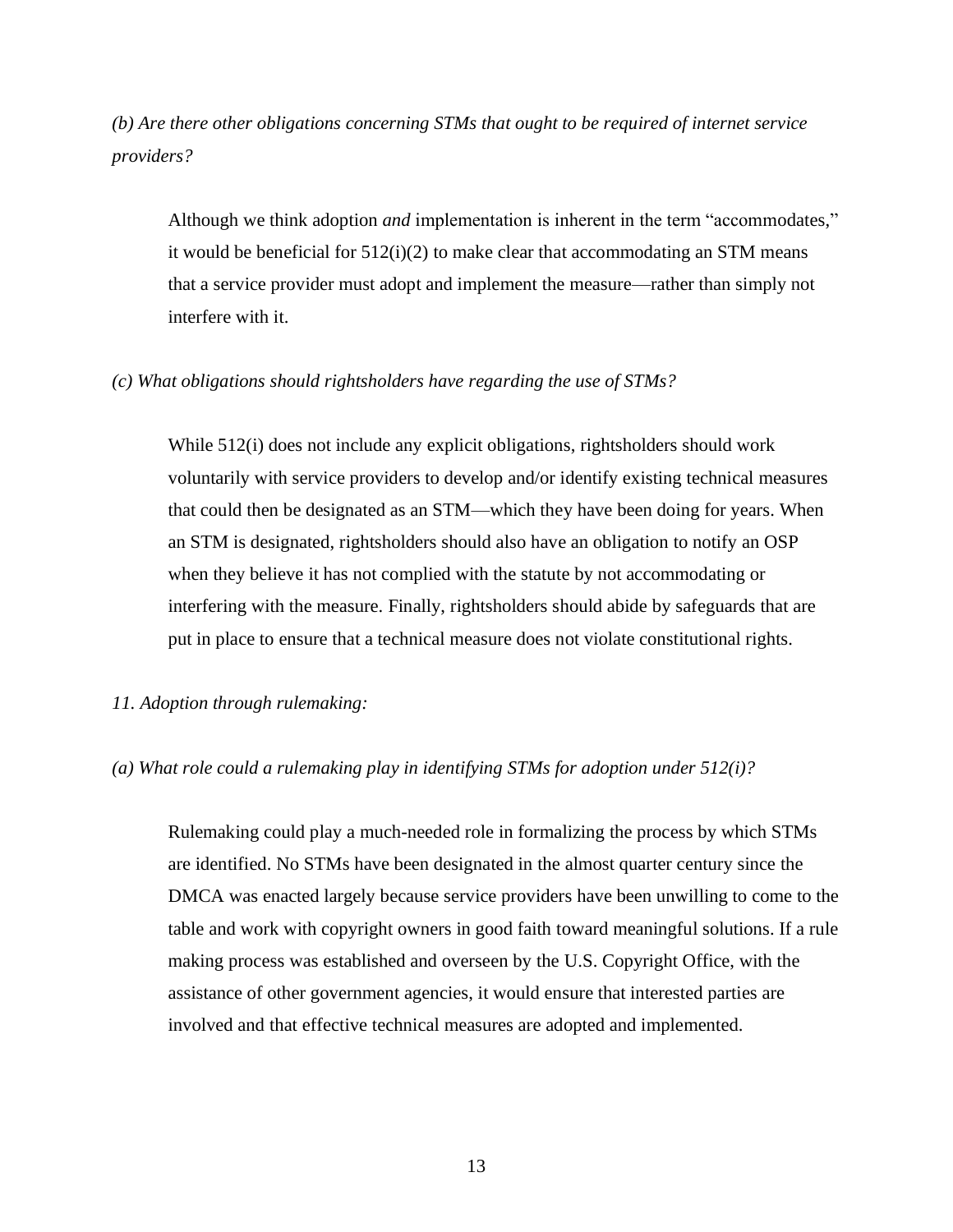*(b) Are there other obligations concerning STMs that ought to be required of internet service providers?*

Although we think adoption *and* implementation is inherent in the term "accommodates," it would be beneficial for 512(i)(2) to make clear that accommodating an STM means that a service provider must adopt and implement the measure—rather than simply not interfere with it.

*(c) What obligations should rightsholders have regarding the use of STMs?*

While 512(i) does not include any explicit obligations, rightsholders should work voluntarily with service providers to develop and/or identify existing technical measures that could then be designated as an STM—which they have been doing for years. When an STM is designated, rightsholders should also have an obligation to notify an OSP when they believe it has not complied with the statute by not accommodating or interfering with the measure. Finally, rightsholders should abide by safeguards that are put in place to ensure that a technical measure does not violate constitutional rights.

*11. Adoption through rulemaking:*

*(a) What role could a rulemaking play in identifying STMs for adoption under 512(i)?*

Rulemaking could play a much-needed role in formalizing the process by which STMs are identified. No STMs have been designated in the almost quarter century since the DMCA was enacted largely because service providers have been unwilling to come to the table and work with copyright owners in good faith toward meaningful solutions. If a rule making process was established and overseen by the U.S. Copyright Office, with the assistance of other government agencies, it would ensure that interested parties are involved and that effective technical measures are adopted and implemented.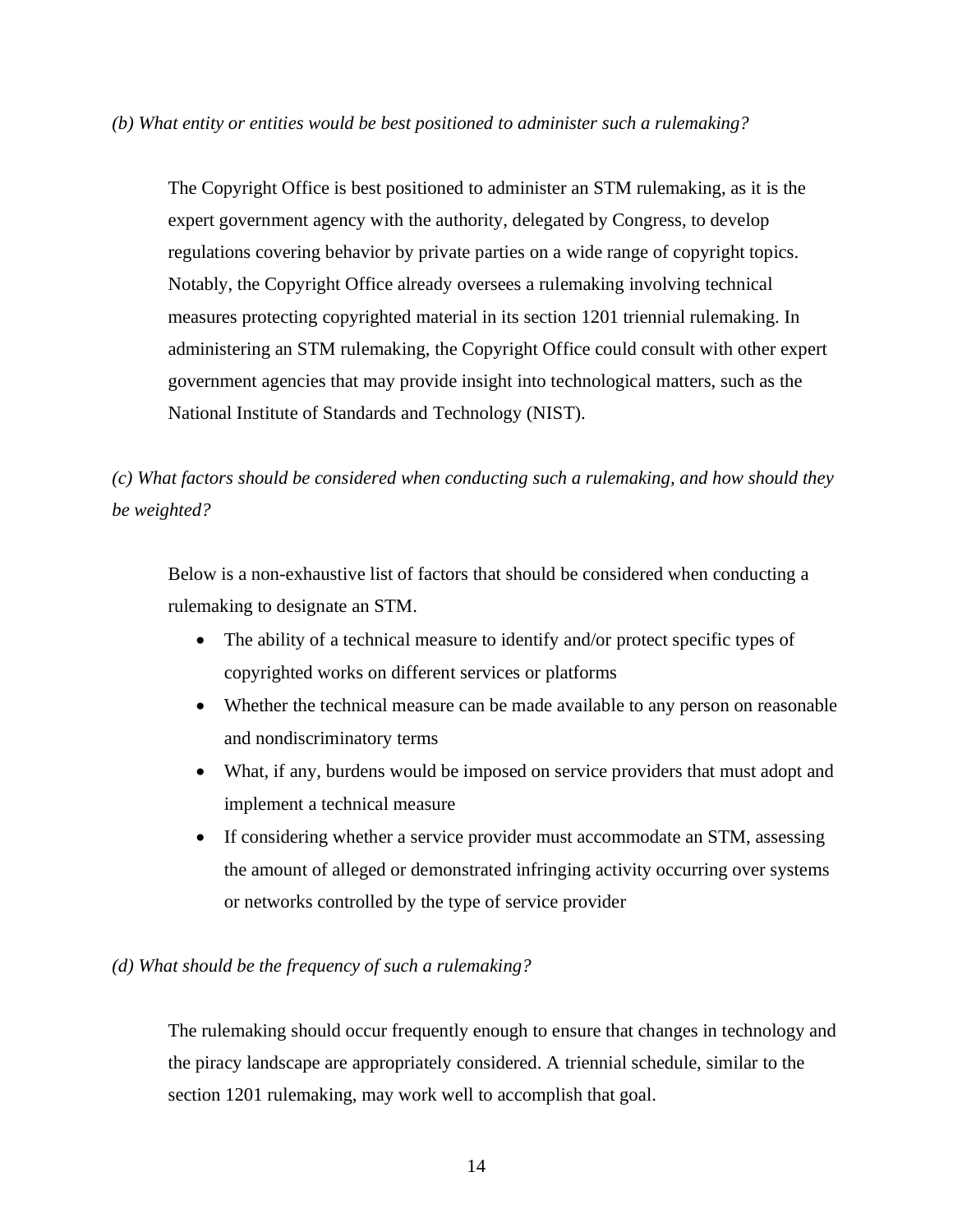*(b) What entity or entities would be best positioned to administer such a rulemaking?*

The Copyright Office is best positioned to administer an STM rulemaking, as it is the expert government agency with the authority, delegated by Congress, to develop regulations covering behavior by private parties on a wide range of copyright topics. Notably, the Copyright Office already oversees a rulemaking involving technical measures protecting copyrighted material in its section 1201 triennial rulemaking. In administering an STM rulemaking, the Copyright Office could consult with other expert government agencies that may provide insight into technological matters, such as the National Institute of Standards and Technology (NIST).

*(c) What factors should be considered when conducting such a rulemaking, and how should they be weighted?*

Below is a non-exhaustive list of factors that should be considered when conducting a rulemaking to designate an STM.

- The ability of a technical measure to identify and/or protect specific types of copyrighted works on different services or platforms
- Whether the technical measure can be made available to any person on reasonable and nondiscriminatory terms
- What, if any, burdens would be imposed on service providers that must adopt and implement a technical measure
- If considering whether a service provider must accommodate an STM, assessing the amount of alleged or demonstrated infringing activity occurring over systems or networks controlled by the type of service provider

*(d) What should be the frequency of such a rulemaking?*

The rulemaking should occur frequently enough to ensure that changes in technology and the piracy landscape are appropriately considered. A triennial schedule, similar to the section 1201 rulemaking, may work well to accomplish that goal.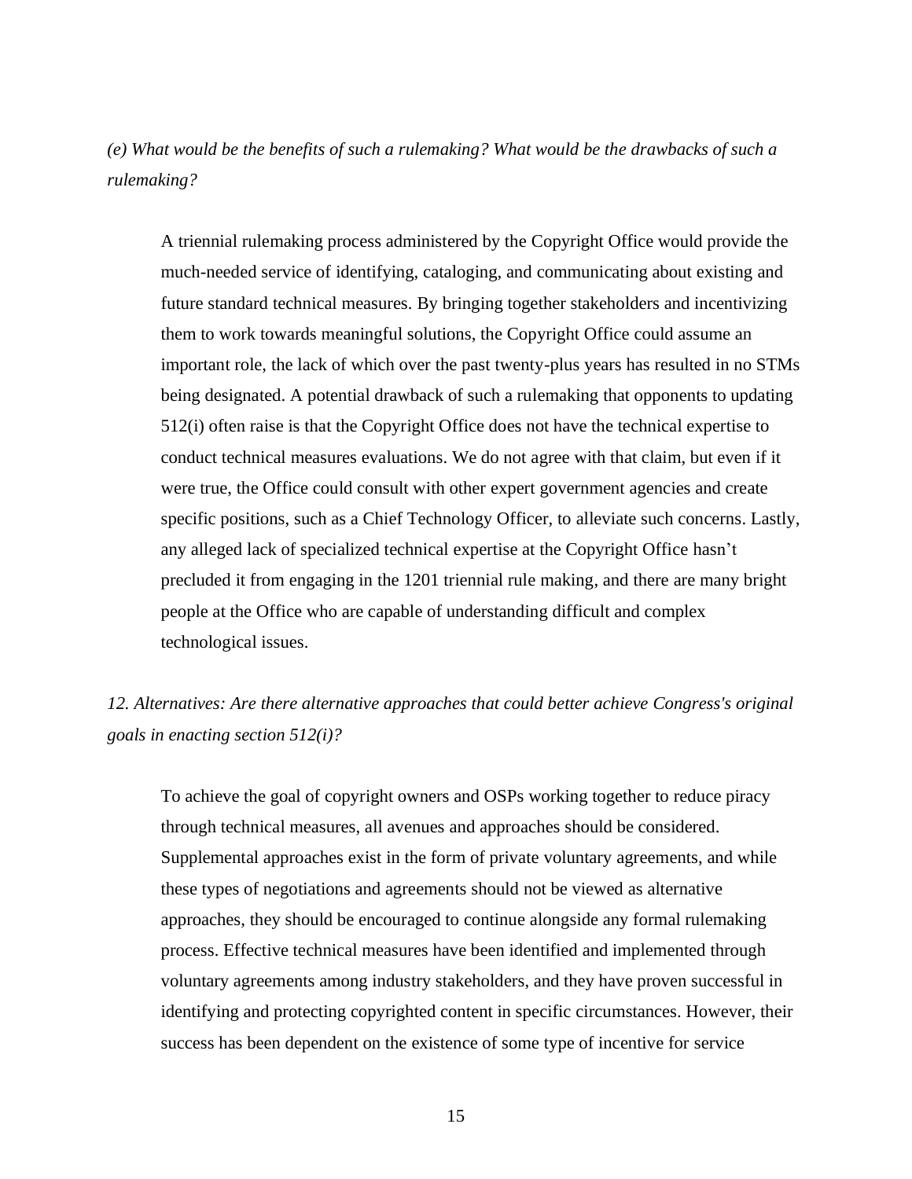*(e) What would be the benefits of such a rulemaking? What would be the drawbacks of such a rulemaking?*

A triennial rulemaking process administered by the Copyright Office would provide the much-needed service of identifying, cataloging, and communicating about existing and future standard technical measures. By bringing together stakeholders and incentivizing them to work towards meaningful solutions, the Copyright Office could assume an important role, the lack of which over the past twenty-plus years has resulted in no STMs being designated. A potential drawback of such a rulemaking that opponents to updating 512(i) often raise is that the Copyright Office does not have the technical expertise to conduct technical measures evaluations. We do not agree with that claim, but even if it were true, the Office could consult with other expert government agencies and create specific positions, such as a Chief Technology Officer, to alleviate such concerns. Lastly, any alleged lack of specialized technical expertise at the Copyright Office hasn't precluded it from engaging in the 1201 triennial rule making, and there are many bright people at the Office who are capable of understanding difficult and complex technological issues.

*12. Alternatives: Are there alternative approaches that could better achieve Congress's original goals in enacting section 512(i)?*

To achieve the goal of copyright owners and OSPs working together to reduce piracy through technical measures, all avenues and approaches should be considered. Supplemental approaches exist in the form of private voluntary agreements, and while these types of negotiations and agreements should not be viewed as alternative approaches, they should be encouraged to continue alongside any formal rulemaking process. Effective technical measures have been identified and implemented through voluntary agreements among industry stakeholders, and they have proven successful in identifying and protecting copyrighted content in specific circumstances. However, their success has been dependent on the existence of some type of incentive for service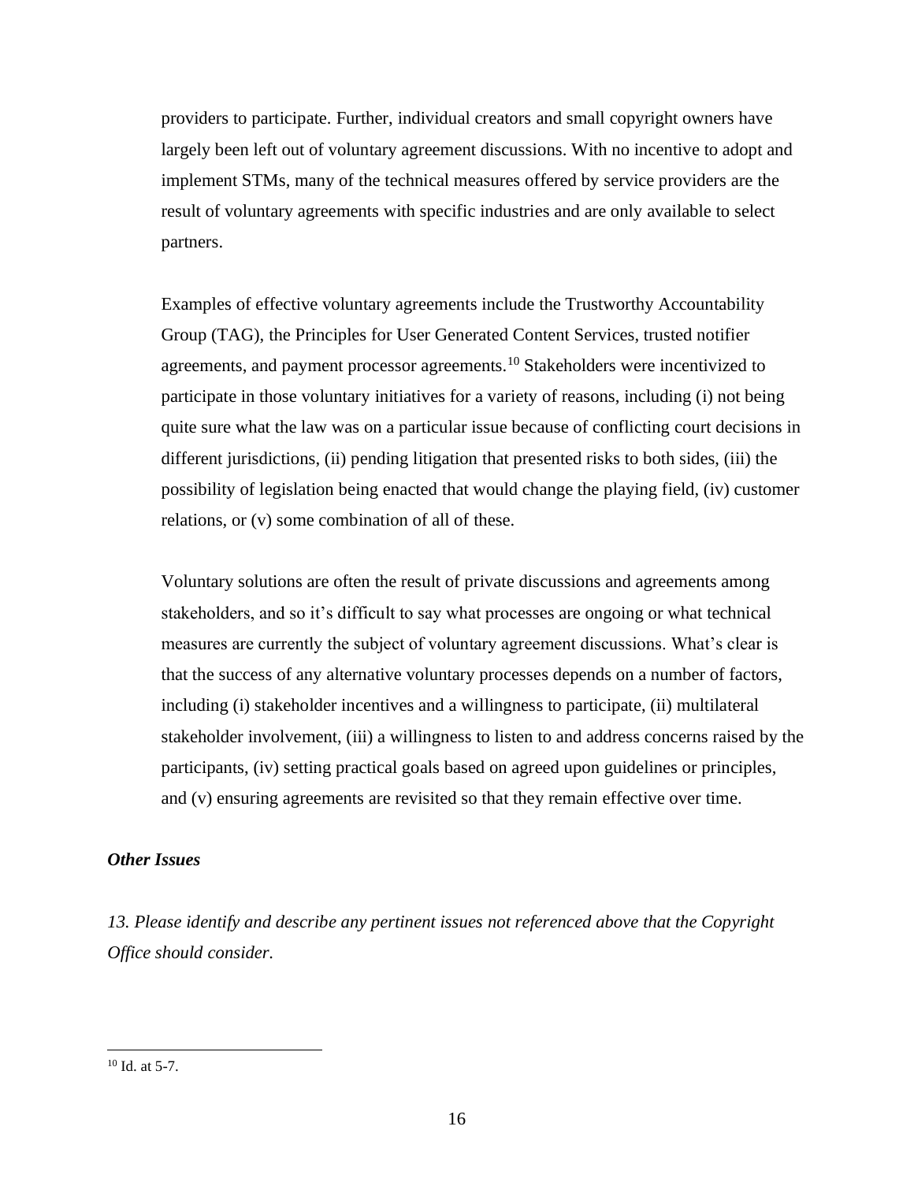providers to participate. Further, individual creators and small copyright owners have largely been left out of voluntary agreement discussions. With no incentive to adopt and implement STMs, many of the technical measures offered by service providers are the result of voluntary agreements with specific industries and are only available to select partners.

Examples of effective voluntary agreements include the Trustworthy Accountability Group (TAG), the Principles for User Generated Content Services, trusted notifier agreements, and payment processor agreements.[10] Stakeholders were incentivized to participate in those voluntary initiatives for a variety of reasons, including (i) not being quite sure what the law was on a particular issue because of conflicting court decisions in different jurisdictions, (ii) pending litigation that presented risks to both sides, (iii) the possibility of legislation being enacted that would change the playing field, (iv) customer relations, or (v) some combination of all of these.

Voluntary solutions are often the result of private discussions and agreements among stakeholders, and so it's difficult to say what processes are ongoing or what technical measures are currently the subject of voluntary agreement discussions. What's clear is that the success of any alternative voluntary processes depends on a number of factors, including (i) stakeholder incentives and a willingness to participate, (ii) multilateral stakeholder involvement, (iii) a willingness to listen to and address concerns raised by the participants, (iv) setting practical goals based on agreed upon guidelines or principles, and (v) ensuring agreements are revisited so that they remain effective over time.

***Other Issues***

*13. Please identify and describe any pertinent issues not referenced above that the Copyright Office should consider.*

---

[10] Id. at 5-7.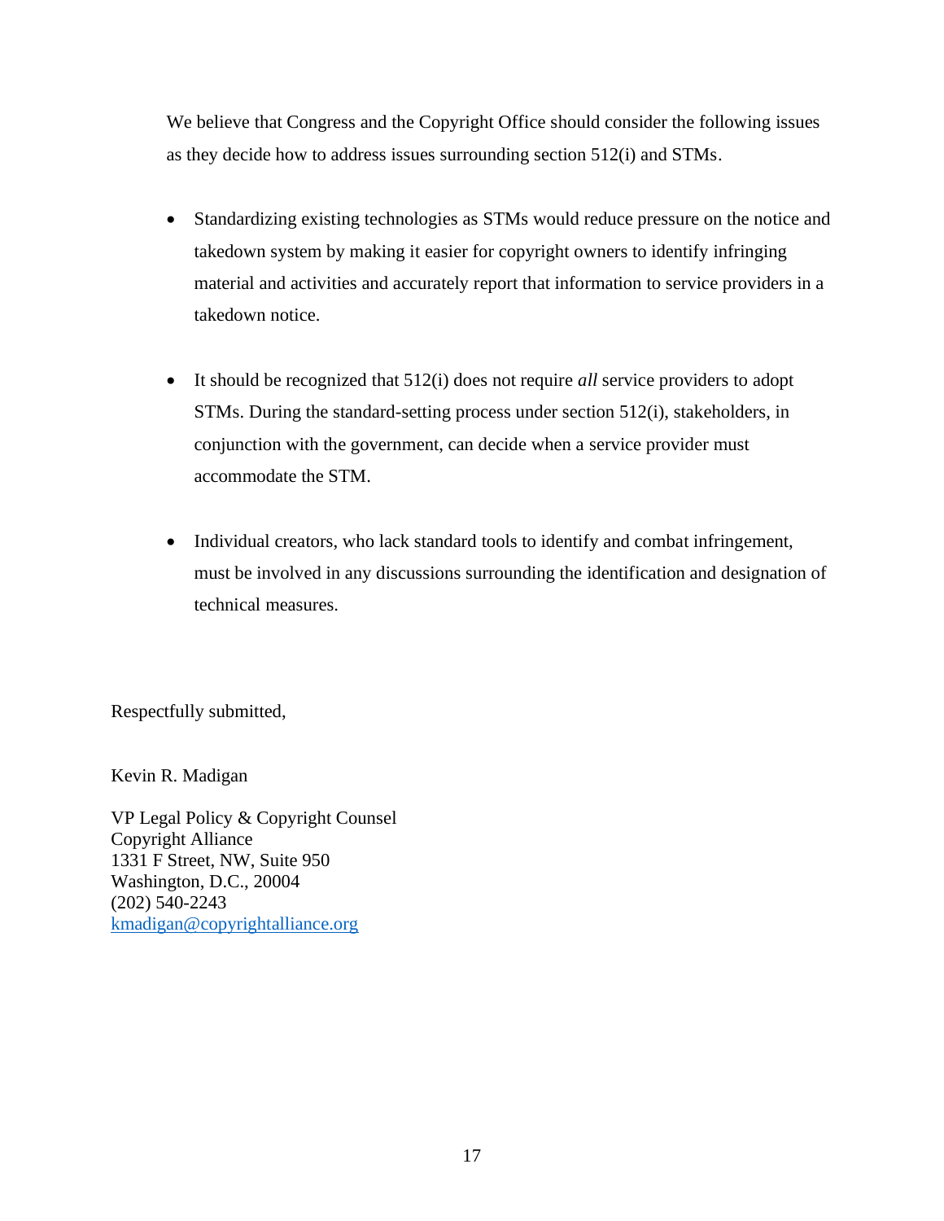We believe that Congress and the Copyright Office should consider the following issues as they decide how to address issues surrounding section 512(i) and STMs.

- Standardizing existing technologies as STMs would reduce pressure on the notice and takedown system by making it easier for copyright owners to identify infringing material and activities and accurately report that information to service providers in a takedown notice.

- It should be recognized that 512(i) does not require *all* service providers to adopt STMs. During the standard-setting process under section 512(i), stakeholders, in conjunction with the government, can decide when a service provider must accommodate the STM.

- Individual creators, who lack standard tools to identify and combat infringement, must be involved in any discussions surrounding the identification and designation of technical measures.

Respectfully submitted,

Kevin R. Madigan

VP Legal Policy & Copyright Counsel
Copyright Alliance
1331 F Street, NW, Suite 950
Washington, D.C., 20004
(202) 540-2243
kmadigan@copyrightalliance.org